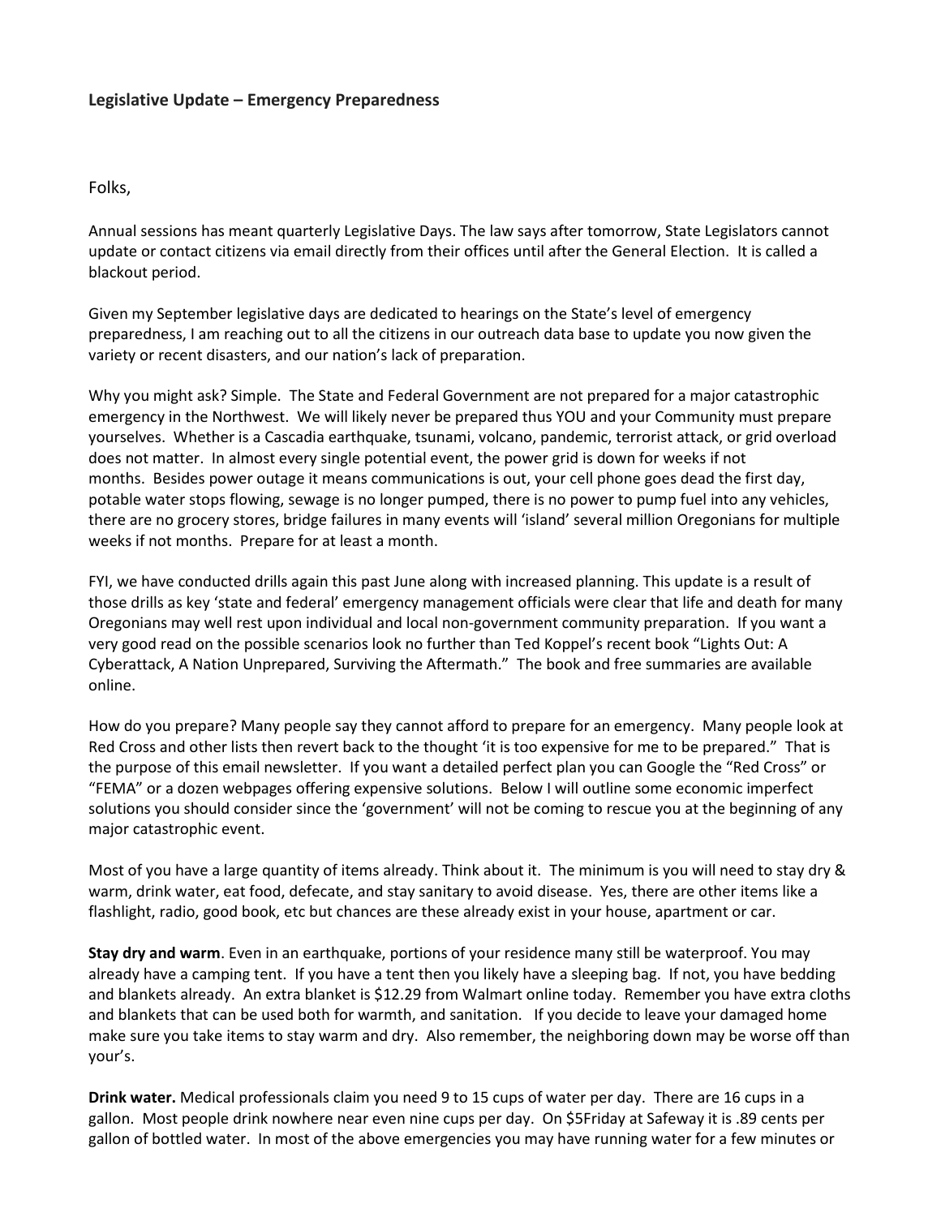**Legislative Update – Emergency Preparedness**

Folks,

Annual sessions has meant quarterly Legislative Days. The law says after tomorrow, State Legislators cannot update or contact citizens via email directly from their offices until after the General Election. It is called a blackout period.

Given my September legislative days are dedicated to hearings on the State's level of emergency preparedness, I am reaching out to all the citizens in our outreach data base to update you now given the variety or recent disasters, and our nation's lack of preparation.

Why you might ask? Simple. The State and Federal Government are not prepared for a major catastrophic emergency in the Northwest. We will likely never be prepared thus YOU and your Community must prepare yourselves. Whether is a Cascadia earthquake, tsunami, volcano, pandemic, terrorist attack, or grid overload does not matter. In almost every single potential event, the power grid is down for weeks if not months. Besides power outage it means communications is out, your cell phone goes dead the first day, potable water stops flowing, sewage is no longer pumped, there is no power to pump fuel into any vehicles, there are no grocery stores, bridge failures in many events will 'island' several million Oregonians for multiple weeks if not months. Prepare for at least a month.

FYI, we have conducted drills again this past June along with increased planning. This update is a result of those drills as key 'state and federal' emergency management officials were clear that life and death for many Oregonians may well rest upon individual and local non-government community preparation. If you want a very good read on the possible scenarios look no further than Ted Koppel's recent book "Lights Out: A Cyberattack, A Nation Unprepared, Surviving the Aftermath." The book and free summaries are available online.

How do you prepare? Many people say they cannot afford to prepare for an emergency. Many people look at Red Cross and other lists then revert back to the thought 'it is too expensive for me to be prepared." That is the purpose of this email newsletter. If you want a detailed perfect plan you can Google the "Red Cross" or "FEMA" or a dozen webpages offering expensive solutions. Below I will outline some economic imperfect solutions you should consider since the 'government' will not be coming to rescue you at the beginning of any major catastrophic event.

Most of you have a large quantity of items already. Think about it. The minimum is you will need to stay dry & warm, drink water, eat food, defecate, and stay sanitary to avoid disease. Yes, there are other items like a flashlight, radio, good book, etc but chances are these already exist in your house, apartment or car.

**Stay dry and warm**. Even in an earthquake, portions of your residence many still be waterproof. You may already have a camping tent. If you have a tent then you likely have a sleeping bag. If not, you have bedding and blankets already. An extra blanket is $12.29 from Walmart online today. Remember you have extra cloths and blankets that can be used both for warmth, and sanitation. If you decide to leave your damaged home make sure you take items to stay warm and dry. Also remember, the neighboring down may be worse off than your's.

**Drink water.** Medical professionals claim you need 9 to 15 cups of water per day. There are 16 cups in a gallon. Most people drink nowhere near even nine cups per day. On $5Friday at Safeway it is .89 cents per gallon of bottled water. In most of the above emergencies you may have running water for a few minutes or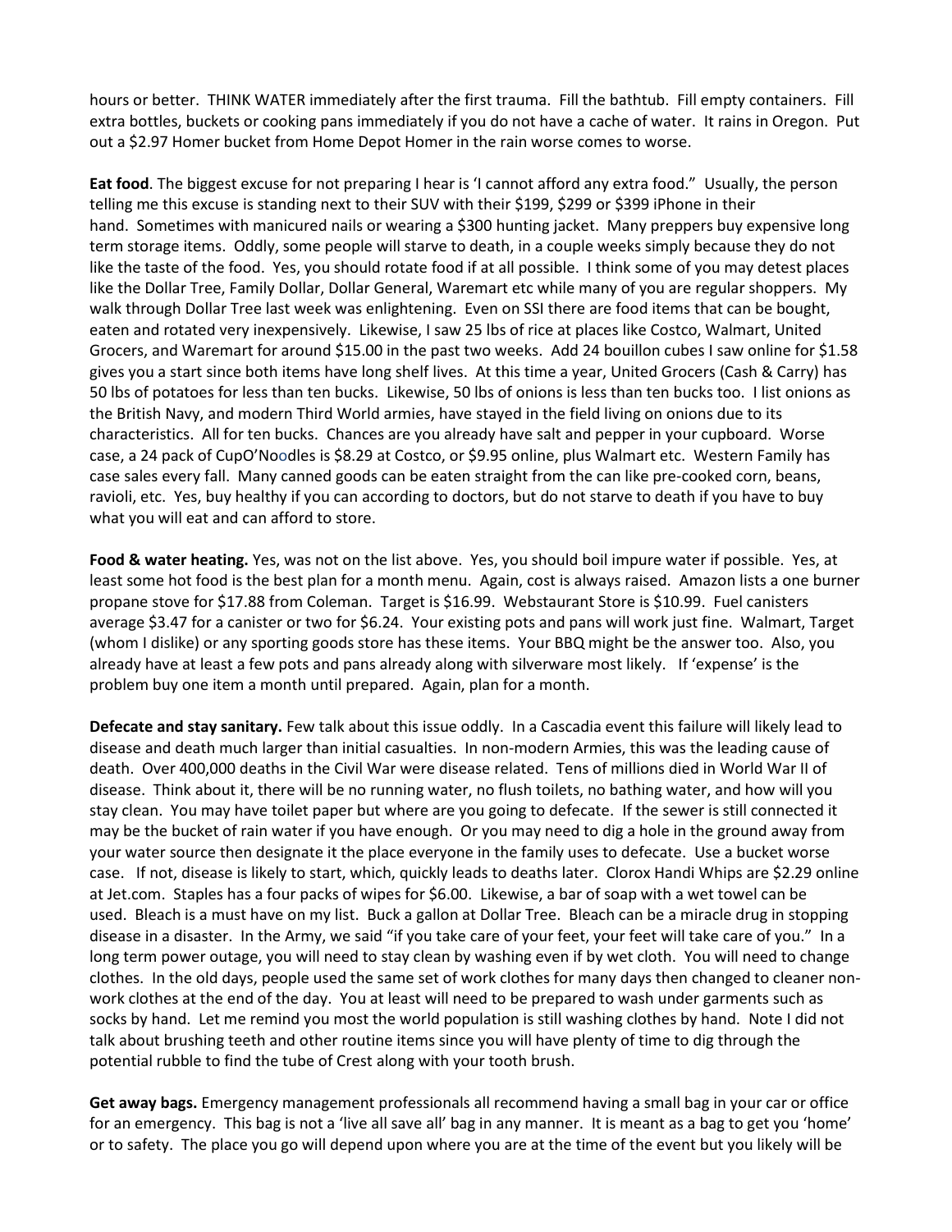hours or better. THINK WATER immediately after the first trauma. Fill the bathtub. Fill empty containers. Fill extra bottles, buckets or cooking pans immediately if you do not have a cache of water. It rains in Oregon. Put out a $2.97 Homer bucket from Home Depot Homer in the rain worse comes to worse.

**Eat food**. The biggest excuse for not preparing I hear is 'I cannot afford any extra food." Usually, the person telling me this excuse is standing next to their SUV with their $199, $299 or $399 iPhone in their hand. Sometimes with manicured nails or wearing a $300 hunting jacket. Many preppers buy expensive long term storage items. Oddly, some people will starve to death, in a couple weeks simply because they do not like the taste of the food. Yes, you should rotate food if at all possible. I think some of you may detest places like the Dollar Tree, Family Dollar, Dollar General, Waremart etc while many of you are regular shoppers. My walk through Dollar Tree last week was enlightening. Even on SSI there are food items that can be bought, eaten and rotated very inexpensively. Likewise, I saw 25 lbs of rice at places like Costco, Walmart, United Grocers, and Waremart for around $15.00 in the past two weeks. Add 24 bouillon cubes I saw online for $1.58 gives you a start since both items have long shelf lives. At this time a year, United Grocers (Cash & Carry) has 50 lbs of potatoes for less than ten bucks. Likewise, 50 lbs of onions is less than ten bucks too. I list onions as the British Navy, and modern Third World armies, have stayed in the field living on onions due to its characteristics. All for ten bucks. Chances are you already have salt and pepper in your cupboard. Worse case, a 24 pack of CupO'Noodles is $8.29 at Costco, or $9.95 online, plus Walmart etc. Western Family has case sales every fall. Many canned goods can be eaten straight from the can like pre-cooked corn, beans, ravioli, etc. Yes, buy healthy if you can according to doctors, but do not starve to death if you have to buy what you will eat and can afford to store.

**Food & water heating.** Yes, was not on the list above. Yes, you should boil impure water if possible. Yes, at least some hot food is the best plan for a month menu. Again, cost is always raised. Amazon lists a one burner propane stove for $17.88 from Coleman. Target is $16.99. Webstaurant Store is $10.99. Fuel canisters average $3.47 for a canister or two for $6.24. Your existing pots and pans will work just fine. Walmart, Target (whom I dislike) or any sporting goods store has these items. Your BBQ might be the answer too. Also, you already have at least a few pots and pans already along with silverware most likely. If 'expense' is the problem buy one item a month until prepared. Again, plan for a month.

**Defecate and stay sanitary.** Few talk about this issue oddly. In a Cascadia event this failure will likely lead to disease and death much larger than initial casualties. In non-modern Armies, this was the leading cause of death. Over 400,000 deaths in the Civil War were disease related. Tens of millions died in World War II of disease. Think about it, there will be no running water, no flush toilets, no bathing water, and how will you stay clean. You may have toilet paper but where are you going to defecate. If the sewer is still connected it may be the bucket of rain water if you have enough. Or you may need to dig a hole in the ground away from your water source then designate it the place everyone in the family uses to defecate. Use a bucket worse case. If not, disease is likely to start, which, quickly leads to deaths later. Clorox Handi Whips are $2.29 online at Jet.com. Staples has a four packs of wipes for $6.00. Likewise, a bar of soap with a wet towel can be used. Bleach is a must have on my list. Buck a gallon at Dollar Tree. Bleach can be a miracle drug in stopping disease in a disaster. In the Army, we said "if you take care of your feet, your feet will take care of you." In a long term power outage, you will need to stay clean by washing even if by wet cloth. You will need to change clothes. In the old days, people used the same set of work clothes for many days then changed to cleaner non-work clothes at the end of the day. You at least will need to be prepared to wash under garments such as socks by hand. Let me remind you most the world population is still washing clothes by hand. Note I did not talk about brushing teeth and other routine items since you will have plenty of time to dig through the potential rubble to find the tube of Crest along with your tooth brush.

**Get away bags.** Emergency management professionals all recommend having a small bag in your car or office for an emergency. This bag is not a 'live all save all' bag in any manner. It is meant as a bag to get you 'home' or to safety. The place you go will depend upon where you are at the time of the event but you likely will be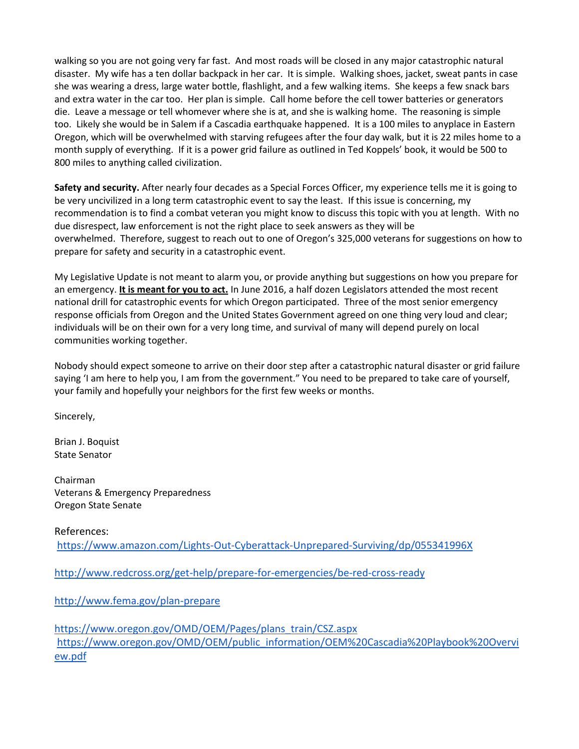walking so you are not going very far fast. And most roads will be closed in any major catastrophic natural disaster. My wife has a ten dollar backpack in her car. It is simple. Walking shoes, jacket, sweat pants in case she was wearing a dress, large water bottle, flashlight, and a few walking items. She keeps a few snack bars and extra water in the car too. Her plan is simple. Call home before the cell tower batteries or generators die. Leave a message or tell whomever where she is at, and she is walking home. The reasoning is simple too. Likely she would be in Salem if a Cascadia earthquake happened. It is a 100 miles to anyplace in Eastern Oregon, which will be overwhelmed with starving refugees after the four day walk, but it is 22 miles home to a month supply of everything. If it is a power grid failure as outlined in Ted Koppels' book, it would be 500 to 800 miles to anything called civilization.

**Safety and security.** After nearly four decades as a Special Forces Officer, my experience tells me it is going to be very uncivilized in a long term catastrophic event to say the least. If this issue is concerning, my recommendation is to find a combat veteran you might know to discuss this topic with you at length. With no due disrespect, law enforcement is not the right place to seek answers as they will be overwhelmed. Therefore, suggest to reach out to one of Oregon's 325,000 veterans for suggestions on how to prepare for safety and security in a catastrophic event.

My Legislative Update is not meant to alarm you, or provide anything but suggestions on how you prepare for an emergency. **It is meant for you to act.** In June 2016, a half dozen Legislators attended the most recent national drill for catastrophic events for which Oregon participated. Three of the most senior emergency response officials from Oregon and the United States Government agreed on one thing very loud and clear; individuals will be on their own for a very long time, and survival of many will depend purely on local communities working together.

Nobody should expect someone to arrive on their door step after a catastrophic natural disaster or grid failure saying 'I am here to help you, I am from the government." You need to be prepared to take care of yourself, your family and hopefully your neighbors for the first few weeks or months.

Sincerely,

Brian J. Boquist
State Senator

Chairman
Veterans & Emergency Preparedness
Oregon State Senate

References:
https://www.amazon.com/Lights-Out-Cyberattack-Unprepared-Surviving/dp/055341996X

http://www.redcross.org/get-help/prepare-for-emergencies/be-red-cross-ready

http://www.fema.gov/plan-prepare

https://www.oregon.gov/OMD/OEM/Pages/plans_train/CSZ.aspx
https://www.oregon.gov/OMD/OEM/public_information/OEM%20Cascadia%20Playbook%20Overview.pdf